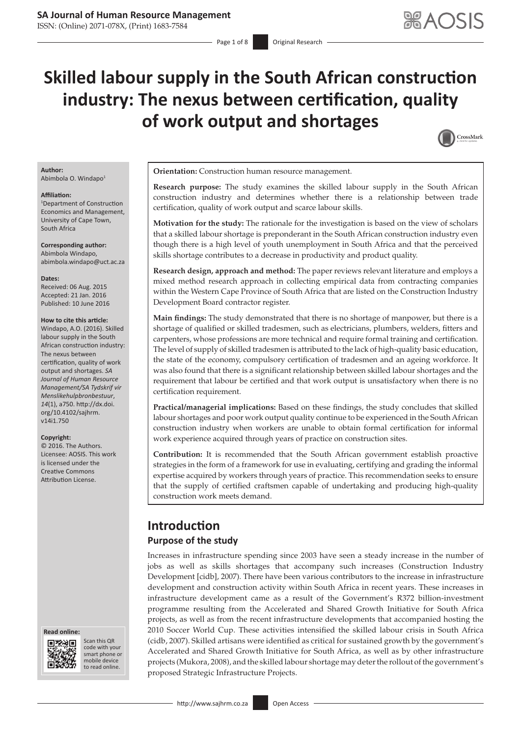# Skilled labour supply in the South African construction industry: The nexus between certification, quality of work output and shortages

**Author:**
Abimbola O. Windapo[1]

**Affiliation:**
[1]Department of Construction Economics and Management, University of Cape Town, South Africa

**Corresponding author:**
Abimbola Windapo,
abimbola.windapo@uct.ac.za

**Dates:**
Received: 06 Aug. 2015
Accepted: 21 Jan. 2016
Published: 10 June 2016

**How to cite this article:**
Windapo, A.O. (2016). Skilled labour supply in the South African construction industry: The nexus between certification, quality of work output and shortages. *SA Journal of Human Resource Management/SA Tydskrif vir Menslikehulpbronbestuur*, *14*(1), a750. http://dx.doi.org/10.4102/sajhrm.v14i1.750

**Copyright:**
© 2016. The Authors. Licensee: AOSIS. This work is licensed under the Creative Commons Attribution License.

**Read online:**
Scan this QR code with your smart phone or mobile device to read online.

**Orientation:** Construction human resource management.

**Research purpose:** The study examines the skilled labour supply in the South African construction industry and determines whether there is a relationship between trade certification, quality of work output and scarce labour skills.

**Motivation for the study:** The rationale for the investigation is based on the view of scholars that a skilled labour shortage is preponderant in the South African construction industry even though there is a high level of youth unemployment in South Africa and that the perceived skills shortage contributes to a decrease in productivity and product quality.

**Research design, approach and method:** The paper reviews relevant literature and employs a mixed method research approach in collecting empirical data from contracting companies within the Western Cape Province of South Africa that are listed on the Construction Industry Development Board contractor register.

**Main findings:** The study demonstrated that there is no shortage of manpower, but there is a shortage of qualified or skilled tradesmen, such as electricians, plumbers, welders, fitters and carpenters, whose professions are more technical and require formal training and certification. The level of supply of skilled tradesmen is attributed to the lack of high-quality basic education, the state of the economy, compulsory certification of tradesmen and an ageing workforce. It was also found that there is a significant relationship between skilled labour shortages and the requirement that labour be certified and that work output is unsatisfactory when there is no certification requirement.

**Practical/managerial implications:** Based on these findings, the study concludes that skilled labour shortages and poor work output quality continue to be experienced in the South African construction industry when workers are unable to obtain formal certification for informal work experience acquired through years of practice on construction sites.

**Contribution:** It is recommended that the South African government establish proactive strategies in the form of a framework for use in evaluating, certifying and grading the informal expertise acquired by workers through years of practice. This recommendation seeks to ensure that the supply of certified craftsmen capable of undertaking and producing high-quality construction work meets demand.

## Introduction

### Purpose of the study

Increases in infrastructure spending since 2003 have seen a steady increase in the number of jobs as well as skills shortages that accompany such increases (Construction Industry Development [cidb], 2007). There have been various contributors to the increase in infrastructure development and construction activity within South Africa in recent years. These increases in infrastructure development came as a result of the Government's R372 billion-investment programme resulting from the Accelerated and Shared Growth Initiative for South Africa projects, as well as from the recent infrastructure developments that accompanied hosting the 2010 Soccer World Cup. These activities intensified the skilled labour crisis in South Africa (cidb, 2007). Skilled artisans were identified as critical for sustained growth by the government's Accelerated and Shared Growth Initiative for South Africa, as well as by other infrastructure projects (Mukora, 2008), and the skilled labour shortage may deter the rollout of the government's proposed Strategic Infrastructure Projects.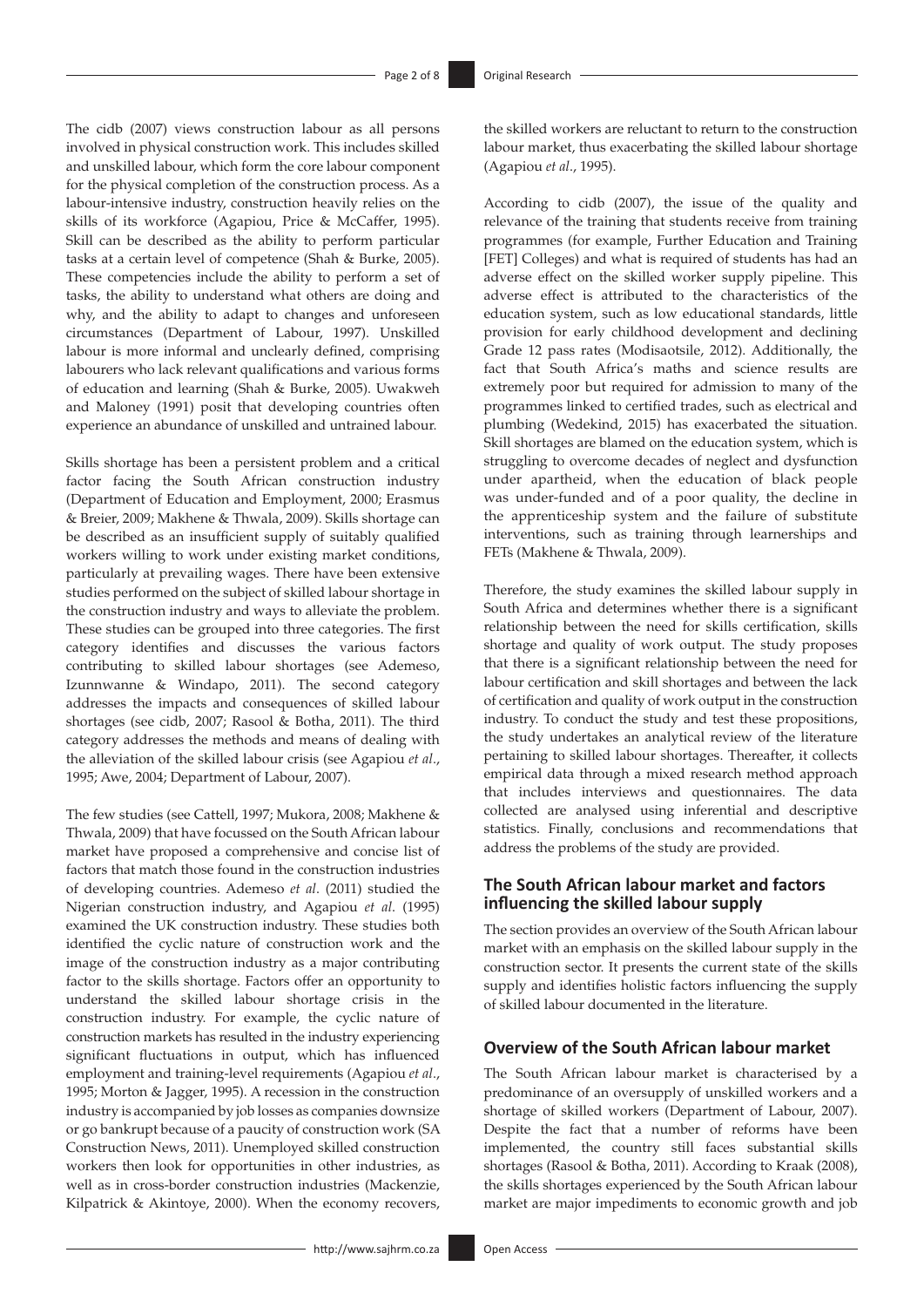The cidb (2007) views construction labour as all persons involved in physical construction work. This includes skilled and unskilled labour, which form the core labour component for the physical completion of the construction process. As a labour-intensive industry, construction heavily relies on the skills of its workforce (Agapiou, Price & McCaffer, 1995). Skill can be described as the ability to perform particular tasks at a certain level of competence (Shah & Burke, 2005). These competencies include the ability to perform a set of tasks, the ability to understand what others are doing and why, and the ability to adapt to changes and unforeseen circumstances (Department of Labour, 1997). Unskilled labour is more informal and unclearly defined, comprising labourers who lack relevant qualifications and various forms of education and learning (Shah & Burke, 2005). Uwakweh and Maloney (1991) posit that developing countries often experience an abundance of unskilled and untrained labour.

Skills shortage has been a persistent problem and a critical factor facing the South African construction industry (Department of Education and Employment, 2000; Erasmus & Breier, 2009; Makhene & Thwala, 2009). Skills shortage can be described as an insufficient supply of suitably qualified workers willing to work under existing market conditions, particularly at prevailing wages. There have been extensive studies performed on the subject of skilled labour shortage in the construction industry and ways to alleviate the problem. These studies can be grouped into three categories. The first category identifies and discusses the various factors contributing to skilled labour shortages (see Ademeso, Izunnwanne & Windapo, 2011). The second category addresses the impacts and consequences of skilled labour shortages (see cidb, 2007; Rasool & Botha, 2011). The third category addresses the methods and means of dealing with the alleviation of the skilled labour crisis (see Agapiou *et al*., 1995; Awe, 2004; Department of Labour, 2007).

The few studies (see Cattell, 1997; Mukora, 2008; Makhene & Thwala, 2009) that have focussed on the South African labour market have proposed a comprehensive and concise list of factors that match those found in the construction industries of developing countries. Ademeso *et al*. (2011) studied the Nigerian construction industry, and Agapiou *et al*. (1995) examined the UK construction industry. These studies both identified the cyclic nature of construction work and the image of the construction industry as a major contributing factor to the skills shortage. Factors offer an opportunity to understand the skilled labour shortage crisis in the construction industry. For example, the cyclic nature of construction markets has resulted in the industry experiencing significant fluctuations in output, which has influenced employment and training-level requirements (Agapiou *et al*., 1995; Morton & Jagger, 1995). A recession in the construction industry is accompanied by job losses as companies downsize or go bankrupt because of a paucity of construction work (SA Construction News, 2011). Unemployed skilled construction workers then look for opportunities in other industries, as well as in cross-border construction industries (Mackenzie, Kilpatrick & Akintoye, 2000). When the economy recovers, the skilled workers are reluctant to return to the construction labour market, thus exacerbating the skilled labour shortage (Agapiou *et al*., 1995).

According to cidb (2007), the issue of the quality and relevance of the training that students receive from training programmes (for example, Further Education and Training [FET] Colleges) and what is required of students has had an adverse effect on the skilled worker supply pipeline. This adverse effect is attributed to the characteristics of the education system, such as low educational standards, little provision for early childhood development and declining Grade 12 pass rates (Modisaotsile, 2012). Additionally, the fact that South Africa's maths and science results are extremely poor but required for admission to many of the programmes linked to certified trades, such as electrical and plumbing (Wedekind, 2015) has exacerbated the situation. Skill shortages are blamed on the education system, which is struggling to overcome decades of neglect and dysfunction under apartheid, when the education of black people was under-funded and of a poor quality, the decline in the apprenticeship system and the failure of substitute interventions, such as training through learnerships and FETs (Makhene & Thwala, 2009).

Therefore, the study examines the skilled labour supply in South Africa and determines whether there is a significant relationship between the need for skills certification, skills shortage and quality of work output. The study proposes that there is a significant relationship between the need for labour certification and skill shortages and between the lack of certification and quality of work output in the construction industry. To conduct the study and test these propositions, the study undertakes an analytical review of the literature pertaining to skilled labour shortages. Thereafter, it collects empirical data through a mixed research method approach that includes interviews and questionnaires. The data collected are analysed using inferential and descriptive statistics. Finally, conclusions and recommendations that address the problems of the study are provided.

## The South African labour market and factors influencing the skilled labour supply

The section provides an overview of the South African labour market with an emphasis on the skilled labour supply in the construction sector. It presents the current state of the skills supply and identifies holistic factors influencing the supply of skilled labour documented in the literature.

## Overview of the South African labour market

The South African labour market is characterised by a predominance of an oversupply of unskilled workers and a shortage of skilled workers (Department of Labour, 2007). Despite the fact that a number of reforms have been implemented, the country still faces substantial skills shortages (Rasool & Botha, 2011). According to Kraak (2008), the skills shortages experienced by the South African labour market are major impediments to economic growth and job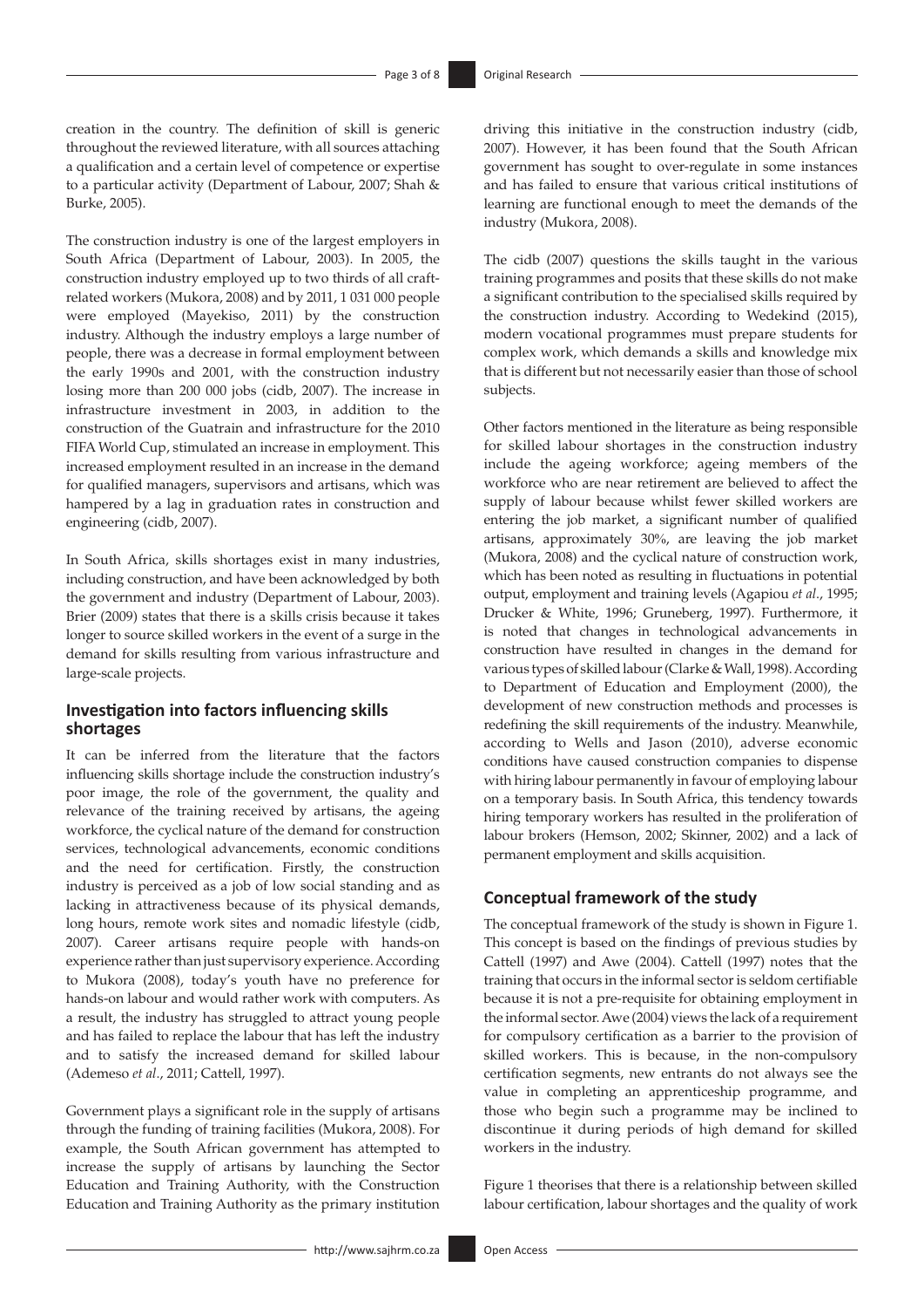creation in the country. The definition of skill is generic throughout the reviewed literature, with all sources attaching a qualification and a certain level of competence or expertise to a particular activity (Department of Labour, 2007; Shah & Burke, 2005).

The construction industry is one of the largest employers in South Africa (Department of Labour, 2003). In 2005, the construction industry employed up to two thirds of all craft-related workers (Mukora, 2008) and by 2011, 1 031 000 people were employed (Mayekiso, 2011) by the construction industry. Although the industry employs a large number of people, there was a decrease in formal employment between the early 1990s and 2001, with the construction industry losing more than 200 000 jobs (cidb, 2007). The increase in infrastructure investment in 2003, in addition to the construction of the Guatrain and infrastructure for the 2010 FIFA World Cup, stimulated an increase in employment. This increased employment resulted in an increase in the demand for qualified managers, supervisors and artisans, which was hampered by a lag in graduation rates in construction and engineering (cidb, 2007).

In South Africa, skills shortages exist in many industries, including construction, and have been acknowledged by both the government and industry (Department of Labour, 2003). Brier (2009) states that there is a skills crisis because it takes longer to source skilled workers in the event of a surge in the demand for skills resulting from various infrastructure and large-scale projects.

### Investigation into factors influencing skills shortages

It can be inferred from the literature that the factors influencing skills shortage include the construction industry's poor image, the role of the government, the quality and relevance of the training received by artisans, the ageing workforce, the cyclical nature of the demand for construction services, technological advancements, economic conditions and the need for certification. Firstly, the construction industry is perceived as a job of low social standing and as lacking in attractiveness because of its physical demands, long hours, remote work sites and nomadic lifestyle (cidb, 2007). Career artisans require people with hands-on experience rather than just supervisory experience. According to Mukora (2008), today's youth have no preference for hands-on labour and would rather work with computers. As a result, the industry has struggled to attract young people and has failed to replace the labour that has left the industry and to satisfy the increased demand for skilled labour (Ademeso *et al*., 2011; Cattell, 1997).

Government plays a significant role in the supply of artisans through the funding of training facilities (Mukora, 2008). For example, the South African government has attempted to increase the supply of artisans by launching the Sector Education and Training Authority, with the Construction Education and Training Authority as the primary institution driving this initiative in the construction industry (cidb, 2007). However, it has been found that the South African government has sought to over-regulate in some instances and has failed to ensure that various critical institutions of learning are functional enough to meet the demands of the industry (Mukora, 2008).

The cidb (2007) questions the skills taught in the various training programmes and posits that these skills do not make a significant contribution to the specialised skills required by the construction industry. According to Wedekind (2015), modern vocational programmes must prepare students for complex work, which demands a skills and knowledge mix that is different but not necessarily easier than those of school subjects.

Other factors mentioned in the literature as being responsible for skilled labour shortages in the construction industry include the ageing workforce; ageing members of the workforce who are near retirement are believed to affect the supply of labour because whilst fewer skilled workers are entering the job market, a significant number of qualified artisans, approximately 30%, are leaving the job market (Mukora, 2008) and the cyclical nature of construction work, which has been noted as resulting in fluctuations in potential output, employment and training levels (Agapiou *et al*., 1995; Drucker & White, 1996; Gruneberg, 1997). Furthermore, it is noted that changes in technological advancements in construction have resulted in changes in the demand for various types of skilled labour (Clarke & Wall, 1998). According to Department of Education and Employment (2000), the development of new construction methods and processes is redefining the skill requirements of the industry. Meanwhile, according to Wells and Jason (2010), adverse economic conditions have caused construction companies to dispense with hiring labour permanently in favour of employing labour on a temporary basis. In South Africa, this tendency towards hiring temporary workers has resulted in the proliferation of labour brokers (Hemson, 2002; Skinner, 2002) and a lack of permanent employment and skills acquisition.

### Conceptual framework of the study

The conceptual framework of the study is shown in Figure 1. This concept is based on the findings of previous studies by Cattell (1997) and Awe (2004). Cattell (1997) notes that the training that occurs in the informal sector is seldom certifiable because it is not a pre-requisite for obtaining employment in the informal sector. Awe (2004) views the lack of a requirement for compulsory certification as a barrier to the provision of skilled workers. This is because, in the non-compulsory certification segments, new entrants do not always see the value in completing an apprenticeship programme, and those who begin such a programme may be inclined to discontinue it during periods of high demand for skilled workers in the industry.

Figure 1 theorises that there is a relationship between skilled labour certification, labour shortages and the quality of work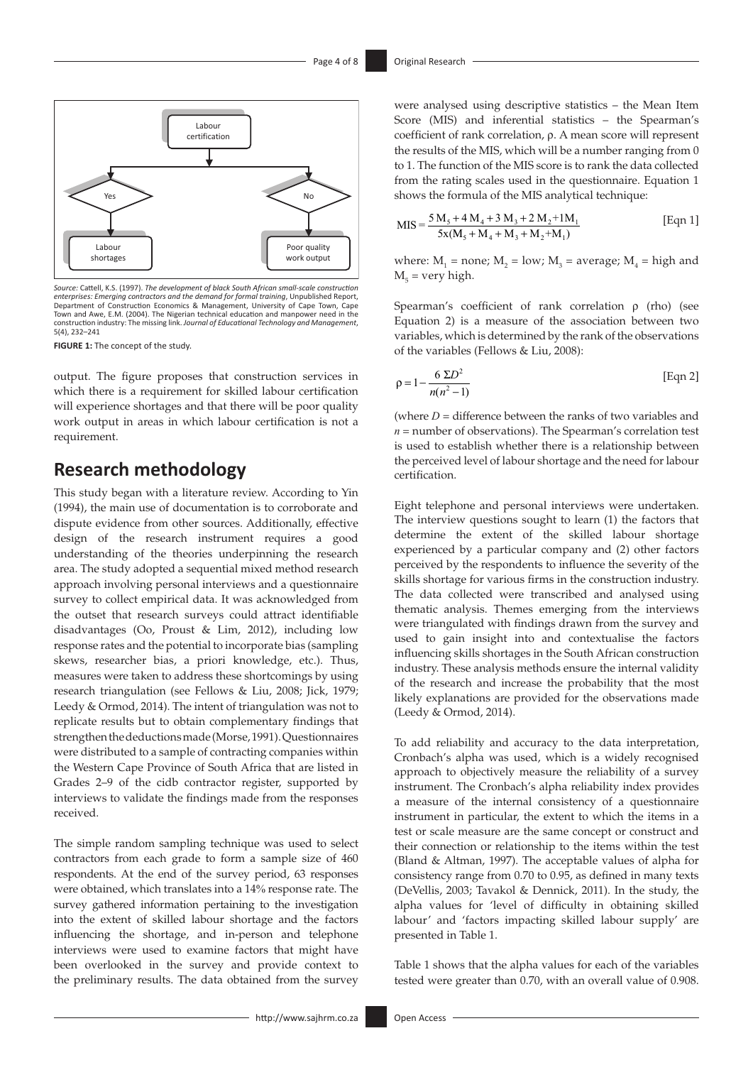Labour certification

Yes

No

Labour shortages

Poor quality work output

*Source:* Cattell, K.S. (1997). *The development of black South African small-scale construction enterprises: Emerging contractors and the demand for formal training*, Unpublished Report, Department of Construction Economics & Management, University of Cape Town, Cape Town and Awe, E.M. (2004). The Nigerian technical education and manpower need in the construction industry: The missing link. *Journal of Educational Technology and Management*, 5(4), 232–241

**FIGURE 1:** The concept of the study.

output. The figure proposes that construction services in which there is a requirement for skilled labour certification will experience shortages and that there will be poor quality work output in areas in which labour certification is not a requirement.

## Research methodology

This study began with a literature review. According to Yin (1994), the main use of documentation is to corroborate and dispute evidence from other sources. Additionally, effective design of the research instrument requires a good understanding of the theories underpinning the research area. The study adopted a sequential mixed method research approach involving personal interviews and a questionnaire survey to collect empirical data. It was acknowledged from the outset that research surveys could attract identifiable disadvantages (Oo, Proust & Lim, 2012), including low response rates and the potential to incorporate bias (sampling skews, researcher bias, a priori knowledge, etc.). Thus, measures were taken to address these shortcomings by using research triangulation (see Fellows & Liu, 2008; Jick, 1979; Leedy & Ormod, 2014). The intent of triangulation was not to replicate results but to obtain complementary findings that strengthen the deductions made (Morse, 1991). Questionnaires were distributed to a sample of contracting companies within the Western Cape Province of South Africa that are listed in Grades 2–9 of the cidb contractor register, supported by interviews to validate the findings made from the responses received.

The simple random sampling technique was used to select contractors from each grade to form a sample size of 460 respondents. At the end of the survey period, 63 responses were obtained, which translates into a 14% response rate. The survey gathered information pertaining to the investigation into the extent of skilled labour shortage and the factors influencing the shortage, and in-person and telephone interviews were used to examine factors that might have been overlooked in the survey and provide context to the preliminary results. The data obtained from the survey were analysed using descriptive statistics – the Mean Item Score (MIS) and inferential statistics – the Spearman's coefficient of rank correlation, ρ. A mean score will represent the results of the MIS, which will be a number ranging from 0 to 1. The function of the MIS score is to rank the data collected from the rating scales used in the questionnaire. Equation 1 shows the formula of the MIS analytical technique:

$$\text{MIS} = \frac{5\,M_5 + 4\,M_4 + 3\,M_3 + 2\,M_2 + 1M_1}{5x(M_5 + M_4 + M_3 + M_2 + M_1)} \quad \text{[Eqn 1]}$$

where: $M_1$ = none; $M_2$ = low; $M_3$ = average; $M_4$ = high and $M_5$ = very high.

Spearman's coefficient of rank correlation ρ (rho) (see Equation 2) is a measure of the association between two variables, which is determined by the rank of the observations of the variables (Fellows & Liu, 2008):

$$\rho = 1 - \frac{6\,\Sigma D^2}{n(n^2 - 1)} \quad \text{[Eqn 2]}$$

(where $D$ = difference between the ranks of two variables and $n$ = number of observations). The Spearman's correlation test is used to establish whether there is a relationship between the perceived level of labour shortage and the need for labour certification.

Eight telephone and personal interviews were undertaken. The interview questions sought to learn (1) the factors that determine the extent of the skilled labour shortage experienced by a particular company and (2) other factors perceived by the respondents to influence the severity of the skills shortage for various firms in the construction industry. The data collected were transcribed and analysed using thematic analysis. Themes emerging from the interviews were triangulated with findings drawn from the survey and used to gain insight into and contextualise the factors influencing skills shortages in the South African construction industry. These analysis methods ensure the internal validity of the research and increase the probability that the most likely explanations are provided for the observations made (Leedy & Ormod, 2014).

To add reliability and accuracy to the data interpretation, Cronbach's alpha was used, which is a widely recognised approach to objectively measure the reliability of a survey instrument. The Cronbach's alpha reliability index provides a measure of the internal consistency of a questionnaire instrument in particular, the extent to which the items in a test or scale measure are the same concept or construct and their connection or relationship to the items within the test (Bland & Altman, 1997). The acceptable values of alpha for consistency range from 0.70 to 0.95, as defined in many texts (DeVellis, 2003; Tavakol & Dennick, 2011). In the study, the alpha values for 'level of difficulty in obtaining skilled labour' and 'factors impacting skilled labour supply' are presented in Table 1.

Table 1 shows that the alpha values for each of the variables tested were greater than 0.70, with an overall value of 0.908.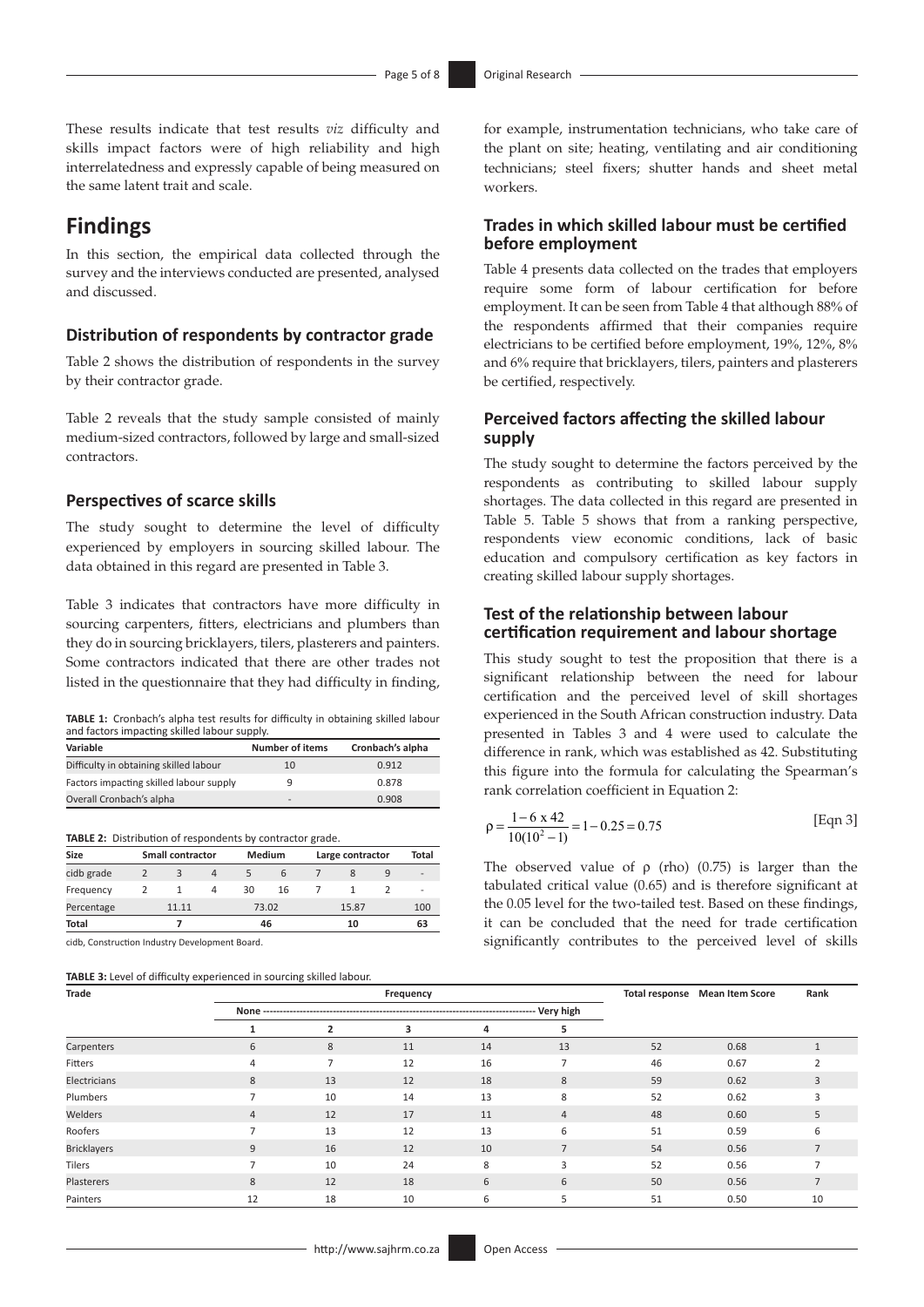These results indicate that test results *viz* difficulty and skills impact factors were of high reliability and high interrelatedness and expressly capable of being measured on the same latent trait and scale.

## Findings

In this section, the empirical data collected through the survey and the interviews conducted are presented, analysed and discussed.

### Distribution of respondents by contractor grade

Table 2 shows the distribution of respondents in the survey by their contractor grade.

Table 2 reveals that the study sample consisted of mainly medium-sized contractors, followed by large and small-sized contractors.

### Perspectives of scarce skills

The study sought to determine the level of difficulty experienced by employers in sourcing skilled labour. The data obtained in this regard are presented in Table 3.

Table 3 indicates that contractors have more difficulty in sourcing carpenters, fitters, electricians and plumbers than they do in sourcing bricklayers, tilers, plasterers and painters. Some contractors indicated that there are other trades not listed in the questionnaire that they had difficulty in finding, for example, instrumentation technicians, who take care of the plant on site; heating, ventilating and air conditioning technicians; steel fixers; shutter hands and sheet metal workers.

**TABLE 1:** Cronbach's alpha test results for difficulty in obtaining skilled labour and factors impacting skilled labour supply.

| Variable | Number of items | Cronbach's alpha |
|---|---|---|
| Difficulty in obtaining skilled labour | 10 | 0.912 |
| Factors impacting skilled labour supply | 9 | 0.878 |
| Overall Cronbach's alpha | - | 0.908 |

**TABLE 2:** Distribution of respondents by contractor grade.

| Size | Small contractor | | | Medium | | Large contractor | | | Total |
|---|---|---|---|---|---|---|---|---|---|
| cidb grade | 2 | 3 | 4 | 5 | 6 | 7 | 8 | 9 | - |
| Frequency | 2 | 1 | 4 | 30 | 16 | 7 | 1 | 2 | - |
| Percentage | 11.11 | | | 73.02 | | 15.87 | | | 100 |
| **Total** | **7** | | | **46** | | **10** | | | **63** |

cidb, Construction Industry Development Board.

### Trades in which skilled labour must be certified before employment

Table 4 presents data collected on the trades that employers require some form of labour certification for before employment. It can be seen from Table 4 that although 88% of the respondents affirmed that their companies require electricians to be certified before employment, 19%, 12%, 8% and 6% require that bricklayers, tilers, painters and plasterers be certified, respectively.

### Perceived factors affecting the skilled labour supply

The study sought to determine the factors perceived by the respondents as contributing to skilled labour supply shortages. The data collected in this regard are presented in Table 5. Table 5 shows that from a ranking perspective, respondents view economic conditions, lack of basic education and compulsory certification as key factors in creating skilled labour supply shortages.

### Test of the relationship between labour certification requirement and labour shortage

This study sought to test the proposition that there is a significant relationship between the need for labour certification and the perceived level of skill shortages experienced in the South African construction industry. Data presented in Tables 3 and 4 were used to calculate the difference in rank, which was established as 42. Substituting this figure into the formula for calculating the Spearman's rank correlation coefficient in Equation 2:

$$\rho = \frac{1 - 6 \text{ x } 42}{10(10^2 - 1)} = 1 - 0.25 = 0.75 \qquad \text{[Eqn 3]}$$

The observed value of ρ (rho) (0.75) is larger than the tabulated critical value (0.65) and is therefore significant at the 0.05 level for the two-tailed test. Based on these findings, it can be concluded that the need for trade certification significantly contributes to the perceived level of skills

**TABLE 3:** Level of difficulty experienced in sourcing skilled labour.

| Trade | Frequency | | | | | Total response | Mean Item Score | Rank |
|---|---|---|---|---|---|---|---|---|
| | None ------------------------------------------------ Very high | | | | | | | |
| | 1 | 2 | 3 | 4 | 5 | | | |
| Carpenters | 6 | 8 | 11 | 14 | 13 | 52 | 0.68 | 1 |
| Fitters | 4 | 7 | 12 | 16 | 7 | 46 | 0.67 | 2 |
| Electricians | 8 | 13 | 12 | 18 | 8 | 59 | 0.62 | 3 |
| Plumbers | 7 | 10 | 14 | 13 | 8 | 52 | 0.62 | 3 |
| Welders | 4 | 12 | 17 | 11 | 4 | 48 | 0.60 | 5 |
| Roofers | 7 | 13 | 12 | 13 | 6 | 51 | 0.59 | 6 |
| Bricklayers | 9 | 16 | 12 | 10 | 7 | 54 | 0.56 | 7 |
| Tilers | 7 | 10 | 24 | 8 | 3 | 52 | 0.56 | 7 |
| Plasterers | 8 | 12 | 18 | 6 | 6 | 50 | 0.56 | 7 |
| Painters | 12 | 18 | 10 | 6 | 5 | 51 | 0.50 | 10 |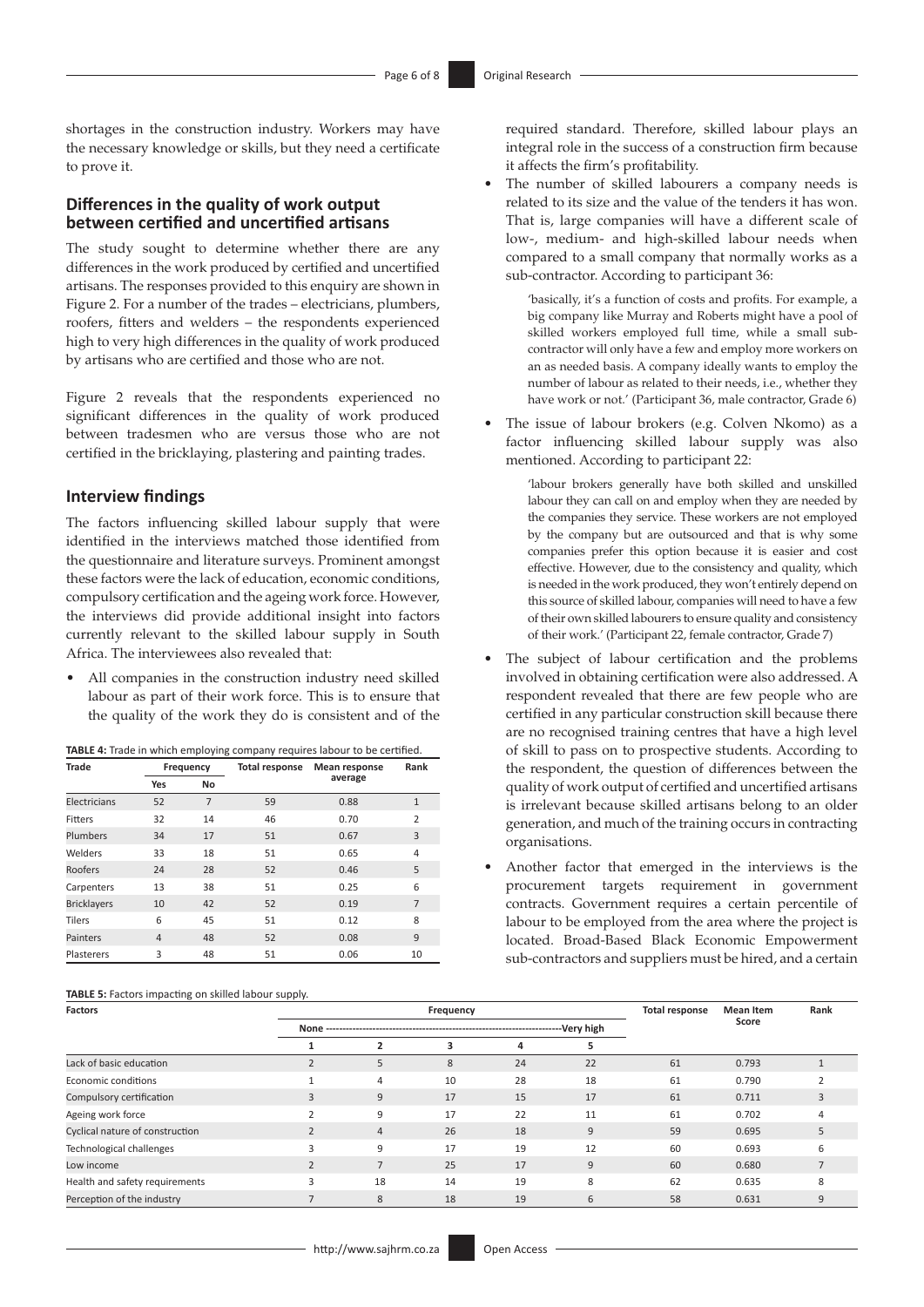shortages in the construction industry. Workers may have the necessary knowledge or skills, but they need a certificate to prove it.

### Differences in the quality of work output between certified and uncertified artisans

The study sought to determine whether there are any differences in the work produced by certified and uncertified artisans. The responses provided to this enquiry are shown in Figure 2. For a number of the trades – electricians, plumbers, roofers, fitters and welders – the respondents experienced high to very high differences in the quality of work produced by artisans who are certified and those who are not.

Figure 2 reveals that the respondents experienced no significant differences in the quality of work produced between tradesmen who are versus those who are not certified in the bricklaying, plastering and painting trades.

### Interview findings

The factors influencing skilled labour supply that were identified in the interviews matched those identified from the questionnaire and literature surveys. Prominent amongst these factors were the lack of education, economic conditions, compulsory certification and the ageing work force. However, the interviews did provide additional insight into factors currently relevant to the skilled labour supply in South Africa. The interviewees also revealed that:

- All companies in the construction industry need skilled labour as part of their work force. This is to ensure that the quality of the work they do is consistent and of the required standard. Therefore, skilled labour plays an integral role in the success of a construction firm because it affects the firm's profitability.
- The number of skilled labourers a company needs is related to its size and the value of the tenders it has won. That is, large companies will have a different scale of low-, medium- and high-skilled labour needs when compared to a small company that normally works as a sub-contractor. According to participant 36:

  'basically, it's a function of costs and profits. For example, a big company like Murray and Roberts might have a pool of skilled workers employed full time, while a small sub-contractor will only have a few and employ more workers on an as needed basis. A company ideally wants to employ the number of labour as related to their needs, i.e., whether they have work or not.' (Participant 36, male contractor, Grade 6)

- The issue of labour brokers (e.g. Colven Nkomo) as a factor influencing skilled labour supply was also mentioned. According to participant 22:

  'labour brokers generally have both skilled and unskilled labour they can call on and employ when they are needed by the companies they service. These workers are not employed by the company but are outsourced and that is why some companies prefer this option because it is easier and cost effective. However, due to the consistency and quality, which is needed in the work produced, they won't entirely depend on this source of skilled labour, companies will need to have a few of their own skilled labourers to ensure quality and consistency of their work.' (Participant 22, female contractor, Grade 7)

- The subject of labour certification and the problems involved in obtaining certification were also addressed. A respondent revealed that there are few people who are certified in any particular construction skill because there are no recognised training centres that have a high level of skill to pass on to prospective students. According to the respondent, the question of differences between the quality of work output of certified and uncertified artisans is irrelevant because skilled artisans belong to an older generation, and much of the training occurs in contracting organisations.
- Another factor that emerged in the interviews is the procurement targets requirement in government contracts. Government requires a certain percentile of labour to be employed from the area where the project is located. Broad-Based Black Economic Empowerment sub-contractors and suppliers must be hired, and a certain

**TABLE 4:** Trade in which employing company requires labour to be certified.

| Trade | Frequency | | Total response | Mean response average | Rank |
|---|---|---|---|---|---|
| | Yes | No | | | |
| Electricians | 52 | 7 | 59 | 0.88 | 1 |
| Fitters | 32 | 14 | 46 | 0.70 | 2 |
| Plumbers | 34 | 17 | 51 | 0.67 | 3 |
| Welders | 33 | 18 | 51 | 0.65 | 4 |
| Roofers | 24 | 28 | 52 | 0.46 | 5 |
| Carpenters | 13 | 38 | 51 | 0.25 | 6 |
| Bricklayers | 10 | 42 | 52 | 0.19 | 7 |
| Tilers | 6 | 45 | 51 | 0.12 | 8 |
| Painters | 4 | 48 | 52 | 0.08 | 9 |
| Plasterers | 3 | 48 | 51 | 0.06 | 10 |

**TABLE 5:** Factors impacting on skilled labour supply.

| Factors | Frequency | | | | | Total response | Mean Item Score | Rank |
|---|---|---|---|---|---|---|---|---|
| | None ---------------------------------------------------------------------------Very high | | | | | | | |
| | 1 | 2 | 3 | 4 | 5 | | | |
| Lack of basic education | 2 | 5 | 8 | 24 | 22 | 61 | 0.793 | 1 |
| Economic conditions | 1 | 4 | 10 | 28 | 18 | 61 | 0.790 | 2 |
| Compulsory certification | 3 | 9 | 17 | 15 | 17 | 61 | 0.711 | 3 |
| Ageing work force | 2 | 9 | 17 | 22 | 11 | 61 | 0.702 | 4 |
| Cyclical nature of construction | 2 | 4 | 26 | 18 | 9 | 59 | 0.695 | 5 |
| Technological challenges | 3 | 9 | 17 | 19 | 12 | 60 | 0.693 | 6 |
| Low income | 2 | 7 | 25 | 17 | 9 | 60 | 0.680 | 7 |
| Health and safety requirements | 3 | 18 | 14 | 19 | 8 | 62 | 0.635 | 8 |
| Perception of the industry | 7 | 8 | 18 | 19 | 6 | 58 | 0.631 | 9 |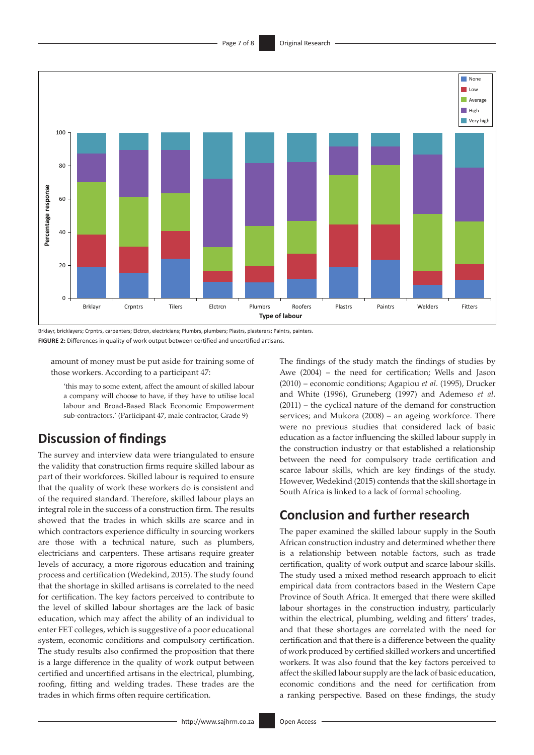Brklayr, bricklayers; Crpntrs, carpenters; Elctrcn, electricians; Plumbrs, plumbers; Plastrs, plasterers; Paintrs, painters.

**FIGURE 2:** Differences in quality of work output between certified and uncertified artisans.

amount of money must be put aside for training some of those workers. According to a participant 47:

> 'this may to some extent, affect the amount of skilled labour a company will choose to have, if they have to utilise local labour and Broad-Based Black Economic Empowerment sub-contractors.' (Participant 47, male contractor, Grade 9)

## Discussion of findings

The survey and interview data were triangulated to ensure the validity that construction firms require skilled labour as part of their workforces. Skilled labour is required to ensure that the quality of work these workers do is consistent and of the required standard. Therefore, skilled labour plays an integral role in the success of a construction firm. The results showed that the trades in which skills are scarce and in which contractors experience difficulty in sourcing workers are those with a technical nature, such as plumbers, electricians and carpenters. These artisans require greater levels of accuracy, a more rigorous education and training process and certification (Wedekind, 2015). The study found that the shortage in skilled artisans is correlated to the need for certification. The key factors perceived to contribute to the level of skilled labour shortages are the lack of basic education, which may affect the ability of an individual to enter FET colleges, which is suggestive of a poor educational system, economic conditions and compulsory certification. The study results also confirmed the proposition that there is a large difference in the quality of work output between certified and uncertified artisans in the electrical, plumbing, roofing, fitting and welding trades. These trades are the trades in which firms often require certification.

The findings of the study match the findings of studies by Awe (2004) – the need for certification; Wells and Jason (2010) – economic conditions; Agapiou *et al*. (1995), Drucker and White (1996), Gruneberg (1997) and Ademeso *et al*. (2011) – the cyclical nature of the demand for construction services; and Mukora (2008) – an ageing workforce. There were no previous studies that considered lack of basic education as a factor influencing the skilled labour supply in the construction industry or that established a relationship between the need for compulsory trade certification and scarce labour skills, which are key findings of the study. However, Wedekind (2015) contends that the skill shortage in South Africa is linked to a lack of formal schooling.

## Conclusion and further research

The paper examined the skilled labour supply in the South African construction industry and determined whether there is a relationship between notable factors, such as trade certification, quality of work output and scarce labour skills. The study used a mixed method research approach to elicit empirical data from contractors based in the Western Cape Province of South Africa. It emerged that there were skilled labour shortages in the construction industry, particularly within the electrical, plumbing, welding and fitters' trades, and that these shortages are correlated with the need for certification and that there is a difference between the quality of work produced by certified skilled workers and uncertified workers. It was also found that the key factors perceived to affect the skilled labour supply are the lack of basic education, economic conditions and the need for certification from a ranking perspective. Based on these findings, the study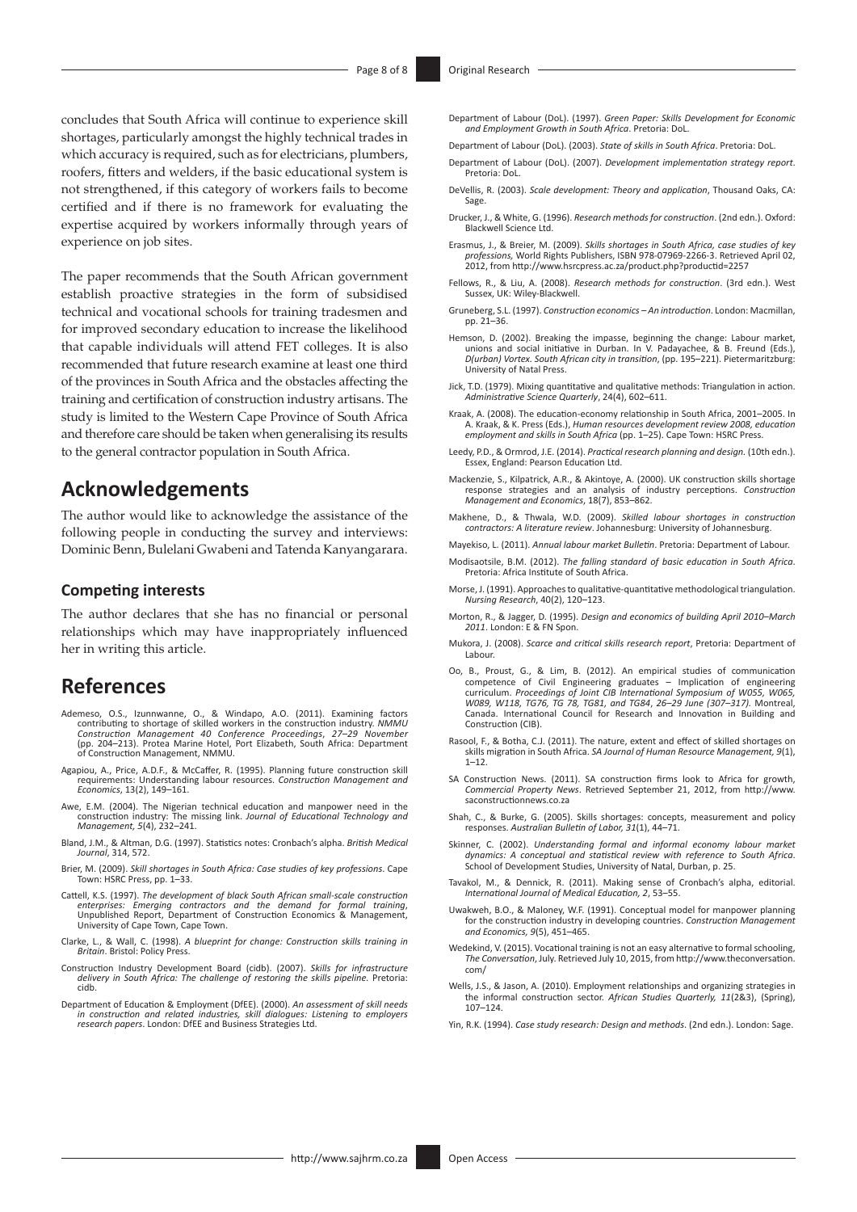concludes that South Africa will continue to experience skill shortages, particularly amongst the highly technical trades in which accuracy is required, such as for electricians, plumbers, roofers, fitters and welders, if the basic educational system is not strengthened, if this category of workers fails to become certified and if there is no framework for evaluating the expertise acquired by workers informally through years of experience on job sites.

The paper recommends that the South African government establish proactive strategies in the form of subsidised technical and vocational schools for training tradesmen and for improved secondary education to increase the likelihood that capable individuals will attend FET colleges. It is also recommended that future research examine at least one third of the provinces in South Africa and the obstacles affecting the training and certification of construction industry artisans. The study is limited to the Western Cape Province of South Africa and therefore care should be taken when generalising its results to the general contractor population in South Africa.

## Acknowledgements

The author would like to acknowledge the assistance of the following people in conducting the survey and interviews: Dominic Benn, Bulelani Gwabeni and Tatenda Kanyangarara.

### Competing interests

The author declares that she has no financial or personal relationships which may have inappropriately influenced her in writing this article.

## References

Ademeso, O.S., Izunnwanne, O., & Windapo, A.O. (2011). Examining factors contributing to shortage of skilled workers in the construction industry. *NMMU Construction Management 40 Conference Proceedings*, *27–29 November* (pp. 204–213). Protea Marine Hotel, Port Elizabeth, South Africa: Department of Construction Management, NMMU.

Agapiou, A., Price, A.D.F., & McCaffer, R. (1995). Planning future construction skill requirements: Understanding labour resources. *Construction Management and Economics*, 13(2), 149–161.

Awe, E.M. (2004). The Nigerian technical education and manpower need in the construction industry: The missing link. *Journal of Educational Technology and Management*, *5*(4), 232–241.

Bland, J.M., & Altman, D.G. (1997). Statistics notes: Cronbach's alpha. *British Medical Journal*, 314, 572.

Brier, M. (2009). *Skill shortages in South Africa: Case studies of key professions*. Cape Town: HSRC Press, pp. 1–33.

Cattell, K.S. (1997). *The development of black South African small-scale construction enterprises: Emerging contractors and the demand for formal training*, Unpublished Report, Department of Construction Economics & Management, University of Cape Town, Cape Town.

Clarke, L., & Wall, C. (1998). *A blueprint for change: Construction skills training in Britain*. Bristol: Policy Press.

Construction Industry Development Board (cidb). (2007). *Skills for infrastructure delivery in South Africa: The challenge of restoring the skills pipeline*. Pretoria: cidb.

Department of Education & Employment (DfEE). (2000). *An assessment of skill needs in construction and related industries, skill dialogues: Listening to employers research papers*. London: DfEE and Business Strategies Ltd.

Department of Labour (DoL). (1997). *Green Paper: Skills Development for Economic and Employment Growth in South Africa*. Pretoria: DoL.

Department of Labour (DoL). (2003). *State of skills in South Africa*. Pretoria: DoL.

Department of Labour (DoL). (2007). *Development implementation strategy report*. Pretoria: DoL.

DeVellis, R. (2003). *Scale development: Theory and application*, Thousand Oaks, CA: Sage.

Drucker, J., & White, G. (1996). *Research methods for construction*. (2nd edn.). Oxford: Blackwell Science Ltd.

Erasmus, J., & Breier, M. (2009). *Skills shortages in South Africa, case studies of key professions*, World Rights Publishers, ISBN 978-07969-2266-3. Retrieved April 02, 2012, from http://www.hsrcpress.ac.za/product.php?productid=2257

Fellows, R., & Liu, A. (2008). *Research methods for construction*. (3rd edn.). West Sussex, UK: Wiley-Blackwell.

Gruneberg, S.L. (1997). *Construction economics – An introduction*. London: Macmillan, pp. 21–36.

Hemson, D. (2002). Breaking the impasse, beginning the change: Labour market, unions and social initiative in Durban. In V. Padayachee, & B. Freund (Eds.), *D(urban) Vortex. South African city in transition*, (pp. 195–221). Pietermaritzburg: University of Natal Press.

Jick, T.D. (1979). Mixing quantitative and qualitative methods: Triangulation in action. *Administrative Science Quarterly*, 24(4), 602–611.

Kraak, A. (2008). The education-economy relationship in South Africa, 2001–2005. In A. Kraak, & K. Press (Eds.), *Human resources development review 2008, education employment and skills in South Africa* (pp. 1–25). Cape Town: HSRC Press.

Leedy, P.D., & Ormrod, J.E. (2014). *Practical research planning and design*. (10th edn.). Essex, England: Pearson Education Ltd.

Mackenzie, S., Kilpatrick, A.R., & Akintoye, A. (2000). UK construction skills shortage response strategies and an analysis of industry perceptions. *Construction Management and Economics*, 18(7), 853–862.

Makhene, D., & Thwala, W.D. (2009). *Skilled labour shortages in construction contractors: A literature review*. Johannesburg: University of Johannesburg.

Mayekiso, L. (2011). *Annual labour market Bulletin*. Pretoria: Department of Labour.

Modisaotsile, B.M. (2012). *The falling standard of basic education in South Africa*. Pretoria: Africa Institute of South Africa.

Morse, J. (1991). Approaches to qualitative-quantitative methodological triangulation. *Nursing Research*, 40(2), 120–123.

Morton, R., & Jagger, D. (1995). *Design and economics of building April 2010–March 2011*. London: E & FN Spon.

Mukora, J. (2008). *Scarce and critical skills research report*, Pretoria: Department of Labour.

Oo, B., Proust, G., & Lim, B. (2012). An empirical studies of communication competence of Civil Engineering graduates – Implication of engineering curriculum. *Proceedings of Joint CIB International Symposium of W055, W065, W089, W118, TG76, TG 78, TG81, and TG84*, *26–29 June (307–317).* Montreal, Canada. International Council for Research and Innovation in Building and Construction (CIB).

Rasool, F., & Botha, C.J. (2011). The nature, extent and effect of skilled shortages on skills migration in South Africa. *SA Journal of Human Resource Management, 9*(1), 1–12.

SA Construction News. (2011). SA construction firms look to Africa for growth, *Commercial Property News*. Retrieved September 21, 2012, from http://www.saconstructionnews.co.za

Shah, C., & Burke, G. (2005). Skills shortages: concepts, measurement and policy responses. *Australian Bulletin of Labor, 31*(1), 44–71.

Skinner, C. (2002). *Understanding formal and informal economy labour market dynamics: A conceptual and statistical review with reference to South Africa*. School of Development Studies, University of Natal, Durban, p. 25.

Tavakol, M., & Dennick, R. (2011). Making sense of Cronbach's alpha, editorial. *International Journal of Medical Education, 2*, 53–55.

Uwakweh, B.O., & Maloney, W.F. (1991). Conceptual model for manpower planning for the construction industry in developing countries. *Construction Management and Economics, 9*(5), 451–465.

Wedekind, V. (2015). Vocational training is not an easy alternative to formal schooling, *The Conversation*, July. Retrieved July 10, 2015, from http://www.theconversation.com/

Wells, J.S., & Jason, A. (2010). Employment relationships and organizing strategies in the informal construction sector. *African Studies Quarterly, 11*(2&3), (Spring), 107–124.

Yin, R.K. (1994). *Case study research: Design and methods*. (2nd edn.). London: Sage.